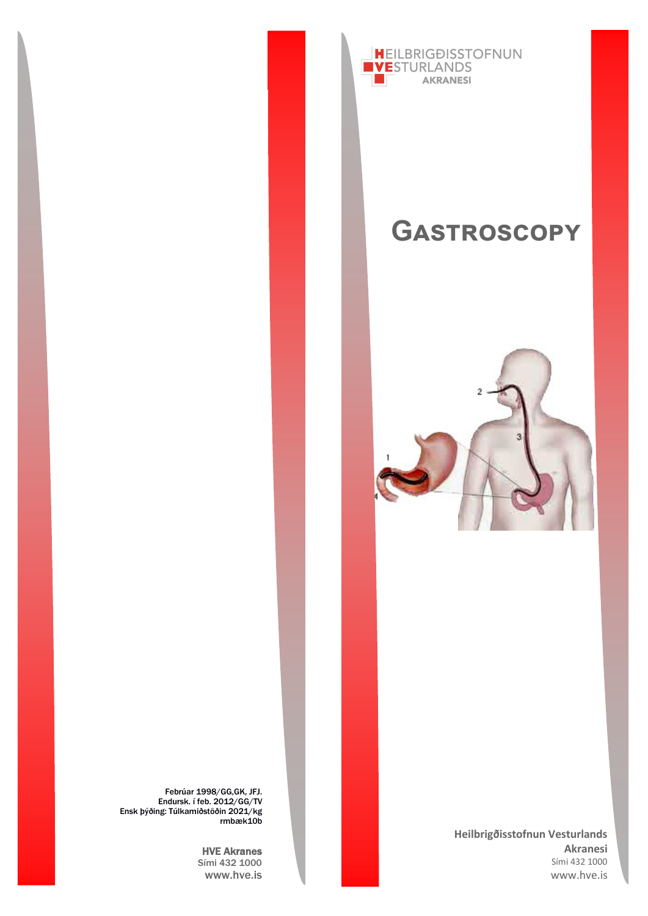Febrúar 1998/GG,GK, JFJ.
Endursk. í feb. 2012/GG/TV
Ensk þýðing: Túlkamiðstöðin 2021/kg
rmbæk10b

**HVE Akranes**
Sími 432 1000
www.hve.is

HEILBRIGÐISSTOFNUN
VESTURLANDS
AKRANESI

# Gastroscopy

**Heilbrigðisstofnun Vesturlands**
**Akranesi**
Sími 432 1000
www.hve.is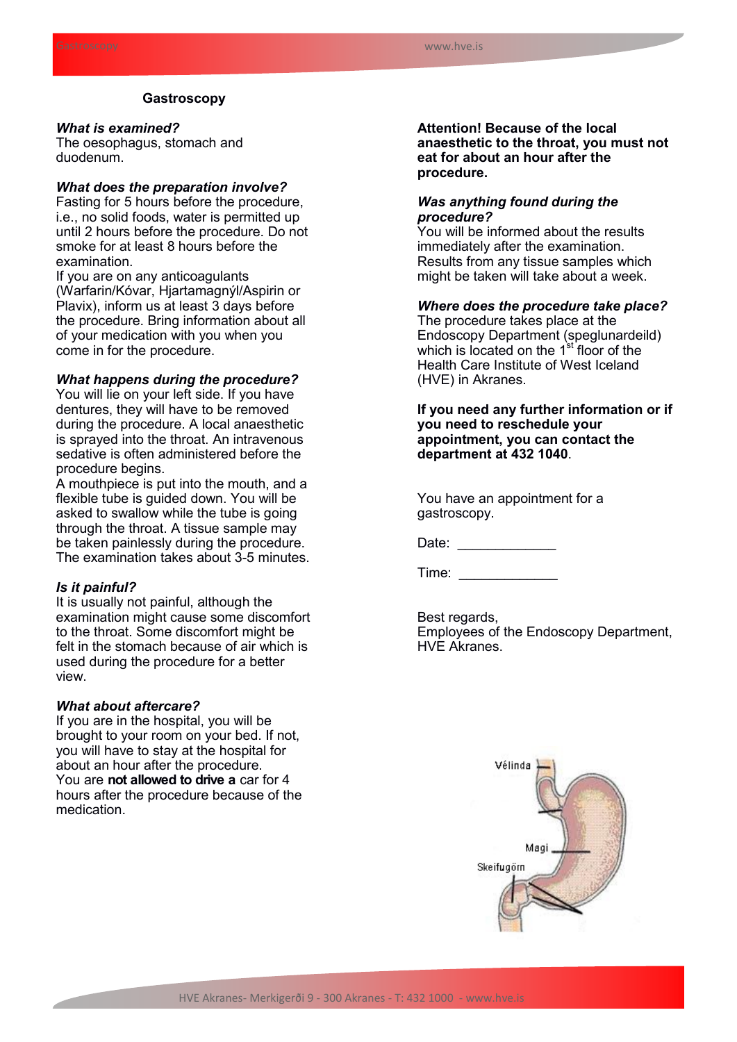# Gastroscopy

***What is examined?***
The oesophagus, stomach and duodenum.

***What does the preparation involve?***
Fasting for 5 hours before the procedure, i.e., no solid foods, water is permitted up until 2 hours before the procedure. Do not smoke for at least 8 hours before the examination.
If you are on any anticoagulants (Warfarin/Kóvar, Hjartamagnýl/Aspirin or Plavix), inform us at least 3 days before the procedure. Bring information about all of your medication with you when you come in for the procedure.

***What happens during the procedure?***
You will lie on your left side. If you have dentures, they will have to be removed during the procedure. A local anaesthetic is sprayed into the throat. An intravenous sedative is often administered before the procedure begins.
A mouthpiece is put into the mouth, and a flexible tube is guided down. You will be asked to swallow while the tube is going through the throat. A tissue sample may be taken painlessly during the procedure. The examination takes about 3-5 minutes.

***Is it painful?***
It is usually not painful, although the examination might cause some discomfort to the throat. Some discomfort might be felt in the stomach because of air which is used during the procedure for a better view.

***What about aftercare?***
If you are in the hospital, you will be brought to your room on your bed. If not, you will have to stay at the hospital for about an hour after the procedure.
You are **not allowed to drive a** car for 4 hours after the procedure because of the medication.

**Attention! Because of the local anaesthetic to the throat, you must not eat for about an hour after the procedure.**

***Was anything found during the procedure?***
You will be informed about the results immediately after the examination. Results from any tissue samples which might be taken will take about a week.

***Where does the procedure take place?***
The procedure takes place at the Endoscopy Department (speglunardeild) which is located on the 1st floor of the Health Care Institute of West Iceland (HVE) in Akranes.

**If you need any further information or if you need to reschedule your appointment, you can contact the department at 432 1040**.

You have an appointment for a gastroscopy.

Date: _____________

Time: _____________

Best regards,
Employees of the Endoscopy Department, HVE Akranes.

Vélinda

Magi

Skeifugörn